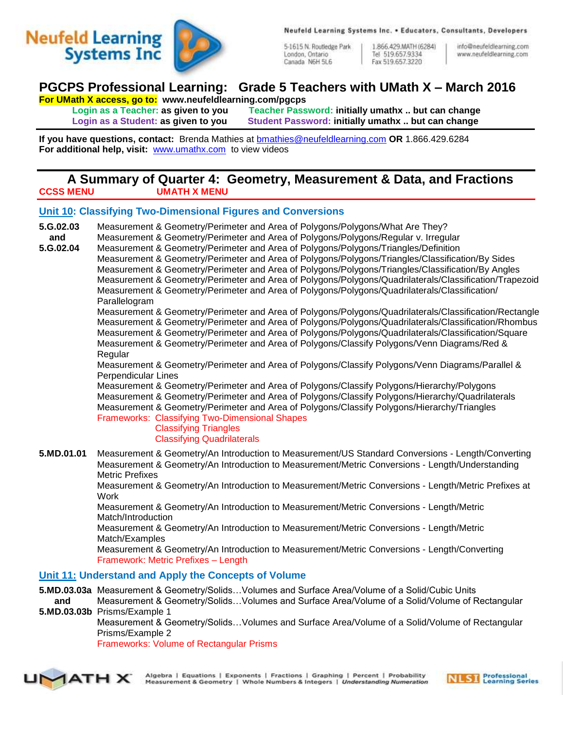Neufeld Learning Systems Inc

Neufeld Learning Systems Inc. • Educators, Consultants, Developers

5-1615 N. Routledge Park
London, Ontario
Canada N6H 5L6

1.866.429.MATH (6284)
Tel 519.657.9334
Fax 519.657.3220

info@neufeldlearning.com
www.neufeldlearning.com

# PGCPS Professional Learning: Grade 5 Teachers with UMath X – March 2016

**For UMath X access, go to: www.neufeldlearning.com/pgcps**

**Login as a Teacher: as given to you** — **Teacher Password: initially umathx .. but can change**
**Login as a Student: as given to you** — **Student Password: initially umathx .. but can change**

**If you have questions, contact:** Brenda Mathies at bmathies@neufeldlearning.com **OR** 1.866.429.6284
**For additional help, visit:** www.umathx.com to view videos

## A Summary of Quarter 4: Geometry, Measurement & Data, and Fractions

**CCSS MENU** — **UMATH X MENU**

### Unit 10: Classifying Two-Dimensional Figures and Conversions

**5.G.02.03 and 5.G.02.04**

- Measurement & Geometry/Perimeter and Area of Polygons/Polygons/What Are They?
- Measurement & Geometry/Perimeter and Area of Polygons/Polygons/Regular v. Irregular
- Measurement & Geometry/Perimeter and Area of Polygons/Polygons/Triangles/Definition
- Measurement & Geometry/Perimeter and Area of Polygons/Polygons/Triangles/Classification/By Sides
- Measurement & Geometry/Perimeter and Area of Polygons/Polygons/Triangles/Classification/By Angles
- Measurement & Geometry/Perimeter and Area of Polygons/Polygons/Quadrilaterals/Classification/Trapezoid
- Measurement & Geometry/Perimeter and Area of Polygons/Polygons/Quadrilaterals/Classification/Parallelogram
- Measurement & Geometry/Perimeter and Area of Polygons/Polygons/Quadrilaterals/Classification/Rectangle
- Measurement & Geometry/Perimeter and Area of Polygons/Polygons/Quadrilaterals/Classification/Rhombus
- Measurement & Geometry/Perimeter and Area of Polygons/Polygons/Quadrilaterals/Classification/Square
- Measurement & Geometry/Perimeter and Area of Polygons/Classify Polygons/Venn Diagrams/Red & Regular
- Measurement & Geometry/Perimeter and Area of Polygons/Classify Polygons/Venn Diagrams/Parallel & Perpendicular Lines
- Measurement & Geometry/Perimeter and Area of Polygons/Classify Polygons/Hierarchy/Polygons
- Measurement & Geometry/Perimeter and Area of Polygons/Classify Polygons/Hierarchy/Quadrilaterals
- Measurement & Geometry/Perimeter and Area of Polygons/Classify Polygons/Hierarchy/Triangles

Frameworks: Classifying Two-Dimensional Shapes
Classifying Triangles
Classifying Quadrilaterals

**5.MD.01.01**

- Measurement & Geometry/An Introduction to Measurement/US Standard Conversions - Length/Converting
- Measurement & Geometry/An Introduction to Measurement/Metric Conversions - Length/Understanding Metric Prefixes
- Measurement & Geometry/An Introduction to Measurement/Metric Conversions - Length/Metric Prefixes at Work
- Measurement & Geometry/An Introduction to Measurement/Metric Conversions - Length/Metric Match/Introduction
- Measurement & Geometry/An Introduction to Measurement/Metric Conversions - Length/Metric Match/Examples
- Measurement & Geometry/An Introduction to Measurement/Metric Conversions - Length/Converting

Framework: Metric Prefixes – Length

### Unit 11: Understand and Apply the Concepts of Volume

**5.MD.03.03a and 5.MD.03.03b**

- Measurement & Geometry/Solids…Volumes and Surface Area/Volume of a Solid/Cubic Units
- Measurement & Geometry/Solids…Volumes and Surface Area/Volume of a Solid/Volume of Rectangular Prisms/Example 1
- Measurement & Geometry/Solids…Volumes and Surface Area/Volume of a Solid/Volume of Rectangular Prisms/Example 2

Frameworks: Volume of Rectangular Prisms

UMATH X — Algebra | Equations | Exponents | Fractions | Graphing | Percent | Probability | Measurement & Geometry | Whole Numbers & Integers | *Understanding Numeration*

NLSI Professional Learning Series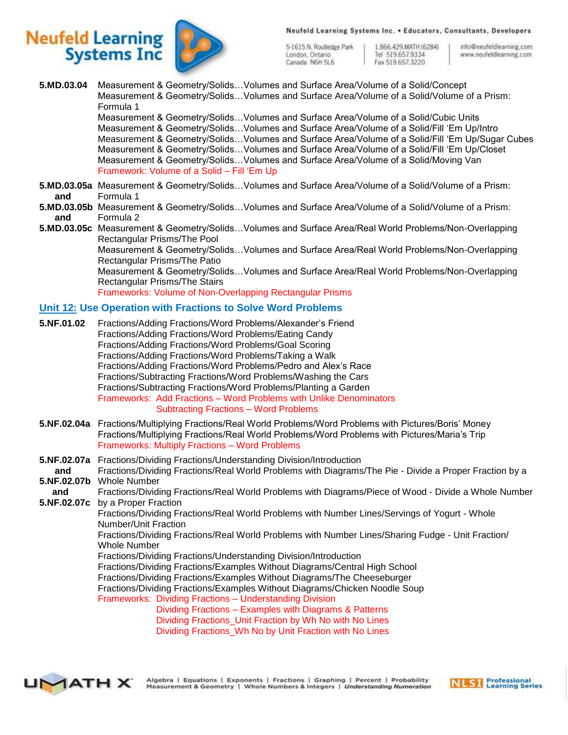**5.MD.03.04** Measurement & Geometry/Solids…Volumes and Surface Area/Volume of a Solid/Concept
Measurement & Geometry/Solids…Volumes and Surface Area/Volume of a Solid/Volume of a Prism: Formula 1
Measurement & Geometry/Solids…Volumes and Surface Area/Volume of a Solid/Cubic Units
Measurement & Geometry/Solids…Volumes and Surface Area/Volume of a Solid/Fill 'Em Up/Intro
Measurement & Geometry/Solids…Volumes and Surface Area/Volume of a Solid/Fill 'Em Up/Sugar Cubes
Measurement & Geometry/Solids…Volumes and Surface Area/Volume of a Solid/Fill 'Em Up/Closet
Measurement & Geometry/Solids…Volumes and Surface Area/Volume of a Solid/Moving Van
Framework: Volume of a Solid – Fill 'Em Up

**5.MD.03.05a and 5.MD.03.05b and 5.MD.03.05c**
Measurement & Geometry/Solids…Volumes and Surface Area/Volume of a Solid/Volume of a Prism: Formula 1
Measurement & Geometry/Solids…Volumes and Surface Area/Volume of a Solid/Volume of a Prism: Formula 2
Measurement & Geometry/Solids…Volumes and Surface Area/Real World Problems/Non-Overlapping Rectangular Prisms/The Pool
Measurement & Geometry/Solids…Volumes and Surface Area/Real World Problems/Non-Overlapping Rectangular Prisms/The Patio
Measurement & Geometry/Solids…Volumes and Surface Area/Real World Problems/Non-Overlapping Rectangular Prisms/The Stairs
Frameworks: Volume of Non-Overlapping Rectangular Prisms

## Unit 12: Use Operation with Fractions to Solve Word Problems

**5.NF.01.02** Fractions/Adding Fractions/Word Problems/Alexander's Friend
Fractions/Adding Fractions/Word Problems/Eating Candy
Fractions/Adding Fractions/Word Problems/Goal Scoring
Fractions/Adding Fractions/Word Problems/Taking a Walk
Fractions/Adding Fractions/Word Problems/Pedro and Alex's Race
Fractions/Subtracting Fractions/Word Problems/Washing the Cars
Fractions/Subtracting Fractions/Word Problems/Planting a Garden
Frameworks: Add Fractions – Word Problems with Unlike Denominators
Subtracting Fractions – Word Problems

**5.NF.02.04a** Fractions/Multiplying Fractions/Real World Problems/Word Problems with Pictures/Boris' Money
Fractions/Multiplying Fractions/Real World Problems/Word Problems with Pictures/Maria's Trip
Frameworks: Multiply Fractions – Word Problems

**5.NF.02.07a and 5.NF.02.07b and 5.NF.02.07c**
Fractions/Dividing Fractions/Understanding Division/Introduction
Fractions/Dividing Fractions/Real World Problems with Diagrams/The Pie - Divide a Proper Fraction by a Whole Number
Fractions/Dividing Fractions/Real World Problems with Diagrams/Piece of Wood - Divide a Whole Number by a Proper Fraction
Fractions/Dividing Fractions/Real World Problems with Number Lines/Servings of Yogurt - Whole Number/Unit Fraction
Fractions/Dividing Fractions/Real World Problems with Number Lines/Sharing Fudge - Unit Fraction/ Whole Number
Fractions/Dividing Fractions/Understanding Division/Introduction
Fractions/Dividing Fractions/Examples Without Diagrams/Central High School
Fractions/Dividing Fractions/Examples Without Diagrams/The Cheeseburger
Fractions/Dividing Fractions/Examples Without Diagrams/Chicken Noodle Soup
Frameworks: Dividing Fractions – Understanding Division
Dividing Fractions – Examples with Diagrams & Patterns
Dividing Fractions_Unit Fraction by Wh No with No Lines
Dividing Fractions_Wh No by Unit Fraction with No Lines